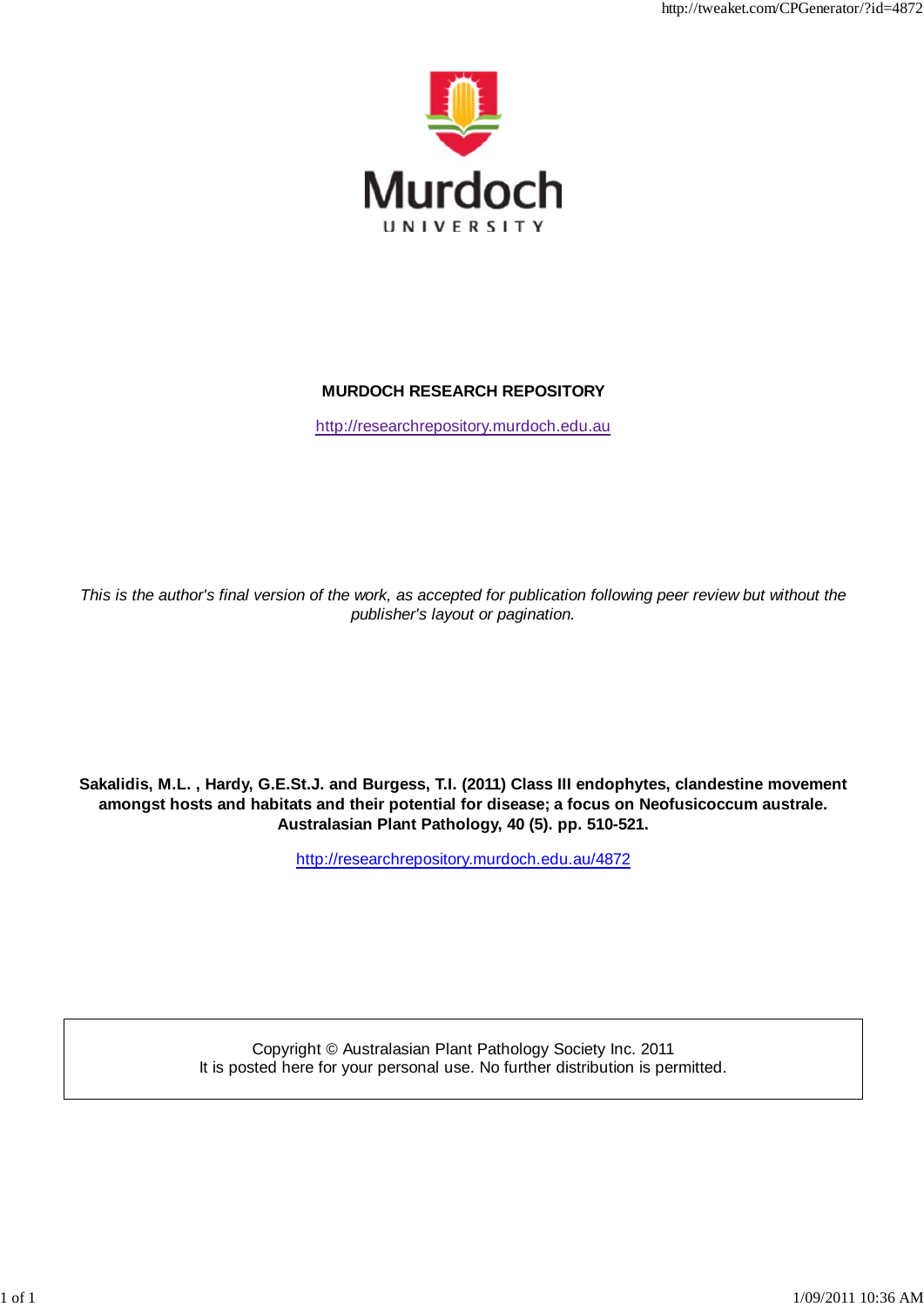Murdoch

UNIVERSITY

**MURDOCH RESEARCH REPOSITORY**

http://researchrepository.murdoch.edu.au

*This is the author's final version of the work, as accepted for publication following peer review but without the publisher's layout or pagination.*

**Sakalidis, M.L. , Hardy, G.E.St.J. and Burgess, T.I. (2011) Class III endophytes, clandestine movement amongst hosts and habitats and their potential for disease; a focus on Neofusicoccum australe. Australasian Plant Pathology, 40 (5). pp. 510-521.**

http://researchrepository.murdoch.edu.au/4872

Copyright © Australasian Plant Pathology Society Inc. 2011
It is posted here for your personal use. No further distribution is permitted.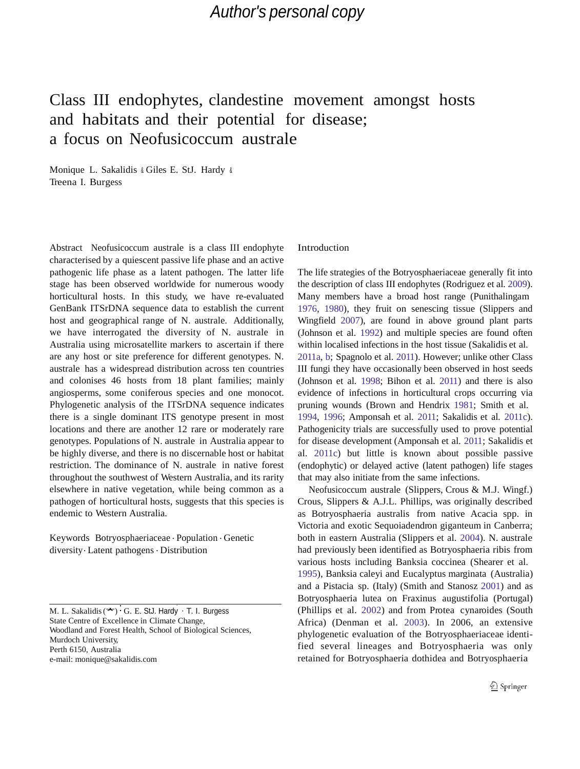# Class III endophytes, clandestine movement amongst hosts and habitats and their potential for disease; a focus on Neofusicoccum australe

Monique L. Sakalidis & Giles E. StJ. Hardy & Treena I. Burgess

**Abstract** Neofusicoccum australe is a class III endophyte characterised by a quiescent passive life phase and an active pathogenic life phase as a latent pathogen. The latter life stage has been observed worldwide for numerous woody horticultural hosts. In this study, we have re-evaluated GenBank ITSrDNA sequence data to establish the current host and geographical range of N. australe. Additionally, we have interrogated the diversity of N. australe in Australia using microsatellite markers to ascertain if there are any host or site preference for different genotypes. N. australe has a widespread distribution across ten countries and colonises 46 hosts from 18 plant families; mainly angiosperms, some coniferous species and one monocot. Phylogenetic analysis of the ITSrDNA sequence indicates there is a single dominant ITS genotype present in most locations and there are another 12 rare or moderately rare genotypes. Populations of N. australe in Australia appear to be highly diverse, and there is no discernable host or habitat restriction. The dominance of N. australe in native forest throughout the southwest of Western Australia, and its rarity elsewhere in native vegetation, while being common as a pathogen of horticultural hosts, suggests that this species is endemic to Western Australia.

**Keywords** Botryosphaeriaceae · Population · Genetic diversity · Latent pathogens · Distribution

M. L. Sakalidis (*) · G. E. StJ. Hardy · T. I. Burgess
State Centre of Excellence in Climate Change,
Woodland and Forest Health, School of Biological Sciences,
Murdoch University,
Perth 6150, Australia
e-mail: monique@sakalidis.com

## Introduction

The life strategies of the Botryosphaeriaceae generally fit into the description of class III endophytes (Rodriguez et al. 2009). Many members have a broad host range (Punithalingam 1976, 1980), they fruit on senescing tissue (Slippers and Wingfield 2007), are found in above ground plant parts (Johnson et al. 1992) and multiple species are found often within localised infections in the host tissue (Sakalidis et al. 2011a, b; Spagnolo et al. 2011). However; unlike other Class III fungi they have occasionally been observed in host seeds (Johnson et al. 1998; Bihon et al. 2011) and there is also evidence of infections in horticultural crops occurring via pruning wounds (Brown and Hendrix 1981; Smith et al. 1994, 1996; Amponsah et al. 2011; Sakalidis et al. 2011c). Pathogenicity trials are successfully used to prove potential for disease development (Amponsah et al. 2011; Sakalidis et al. 2011c) but little is known about possible passive (endophytic) or delayed active (latent pathogen) life stages that may also initiate from the same infections.

Neofusicoccum australe (Slippers, Crous & M.J. Wingf.) Crous, Slippers & A.J.L. Phillips, was originally described as Botryosphaeria australis from native Acacia spp. in Victoria and exotic Sequoiadendron giganteum in Canberra; both in eastern Australia (Slippers et al. 2004). N. australe had previously been identified as Botryosphaeria ribis from various hosts including Banksia coccinea (Shearer et al. 1995), Banksia caleyi and Eucalyptus marginata (Australia) and a Pistacia sp. (Italy) (Smith and Stanosz 2001) and as Botryosphaeria lutea on Fraxinus augustifolia (Portugal) (Phillips et al. 2002) and from Protea cynaroides (South Africa) (Denman et al. 2003). In 2006, an extensive phylogenetic evaluation of the Botryosphaeriaceae identified several lineages and Botryosphaeria was only retained for Botryosphaeria dothidea and Botryosphaeria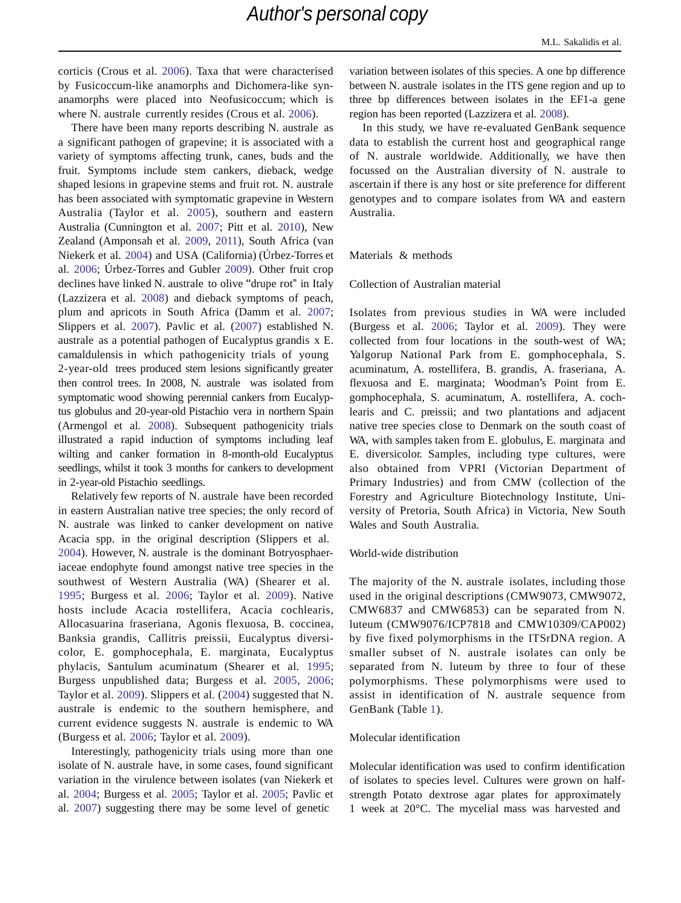corticis (Crous et al. 2006). Taxa that were characterised by Fusicoccum-like anamorphs and Dichomera-like synanamorphs were placed into Neofusicoccum; which is where N. australe currently resides (Crous et al. 2006).

There have been many reports describing N. australe as a significant pathogen of grapevine; it is associated with a variety of symptoms affecting trunk, canes, buds and the fruit. Symptoms include stem cankers, dieback, wedge shaped lesions in grapevine stems and fruit rot. N. australe has been associated with symptomatic grapevine in Western Australia (Taylor et al. 2005), southern and eastern Australia (Cunnington et al. 2007; Pitt et al. 2010), New Zealand (Amponsah et al. 2009, 2011), South Africa (van Niekerk et al. 2004) and USA (California) (Úrbez-Torres et al. 2006; Úrbez-Torres and Gubler 2009). Other fruit crop declines have linked N. australe to olive "drupe rot" in Italy (Lazzizera et al. 2008) and dieback symptoms of peach, plum and apricots in South Africa (Damm et al. 2007; Slippers et al. 2007). Pavlic et al. (2007) established N. australe as a potential pathogen of Eucalyptus grandis x E. camaldulensis in which pathogenicity trials of young 2-year-old trees produced stem lesions significantly greater then control trees. In 2008, N. australe was isolated from symptomatic wood showing perennial cankers from Eucalyptus globulus and 20-year-old Pistachio vera in northern Spain (Armengol et al. 2008). Subsequent pathogenicity trials illustrated a rapid induction of symptoms including leaf wilting and canker formation in 8-month-old Eucalyptus seedlings, whilst it took 3 months for cankers to development in 2-year-old Pistachio seedlings.

Relatively few reports of N. australe have been recorded in eastern Australian native tree species; the only record of N. australe was linked to canker development on native Acacia spp. in the original description (Slippers et al. 2004). However, N. australe is the dominant Botryosphaeriaceae endophyte found amongst native tree species in the southwest of Western Australia (WA) (Shearer et al. 1995; Burgess et al. 2006; Taylor et al. 2009). Native hosts include Acacia rostellifera, Acacia cochlearis, Allocasuarina fraseriana, Agonis flexuosa, B. coccinea, Banksia grandis, Callitris preissii, Eucalyptus diversicolor, E. gomphocephala, E. marginata, Eucalyptus phylacis, Santulum acuminatum (Shearer et al. 1995; Burgess unpublished data; Burgess et al. 2005, 2006; Taylor et al. 2009). Slippers et al. (2004) suggested that N. australe is endemic to the southern hemisphere, and current evidence suggests N. australe is endemic to WA (Burgess et al. 2006; Taylor et al. 2009).

Interestingly, pathogenicity trials using more than one isolate of N. australe have, in some cases, found significant variation in the virulence between isolates (van Niekerk et al. 2004; Burgess et al. 2005; Taylor et al. 2005; Pavlic et al. 2007) suggesting there may be some level of genetic variation between isolates of this species. A one bp difference between N. australe isolates in the ITS gene region and up to three bp differences between isolates in the EF1-a gene region has been reported (Lazzizera et al. 2008).

In this study, we have re-evaluated GenBank sequence data to establish the current host and geographical range of N. australe worldwide. Additionally, we have then focussed on the Australian diversity of N. australe to ascertain if there is any host or site preference for different genotypes and to compare isolates from WA and eastern Australia.

## Materials & methods

### Collection of Australian material

Isolates from previous studies in WA were included (Burgess et al. 2006; Taylor et al. 2009). They were collected from four locations in the south-west of WA; Yalgorup National Park from E. gomphocephala, S. acuminatum, A. rostellifera, B. grandis, A. fraseriana, A. flexuosa and E. marginata; Woodman's Point from E. gomphocephala, S. acuminatum, A. rostellifera, A. cochlearis and C. preissii; and two plantations and adjacent native tree species close to Denmark on the south coast of WA, with samples taken from E. globulus, E. marginata and E. diversicolor. Samples, including type cultures, were also obtained from VPRI (Victorian Department of Primary Industries) and from CMW (collection of the Forestry and Agriculture Biotechnology Institute, University of Pretoria, South Africa) in Victoria, New South Wales and South Australia.

### World-wide distribution

The majority of the N. australe isolates, including those used in the original descriptions (CMW9073, CMW9072, CMW6837 and CMW6853) can be separated from N. luteum (CMW9076/ICP7818 and CMW10309/CAP002) by five fixed polymorphisms in the ITSrDNA region. A smaller subset of N. australe isolates can only be separated from N. luteum by three to four of these polymorphisms. These polymorphisms were used to assist in identification of N. australe sequence from GenBank (Table 1).

### Molecular identification

Molecular identification was used to confirm identification of isolates to species level. Cultures were grown on half-strength Potato dextrose agar plates for approximately 1 week at 20°C. The mycelial mass was harvested and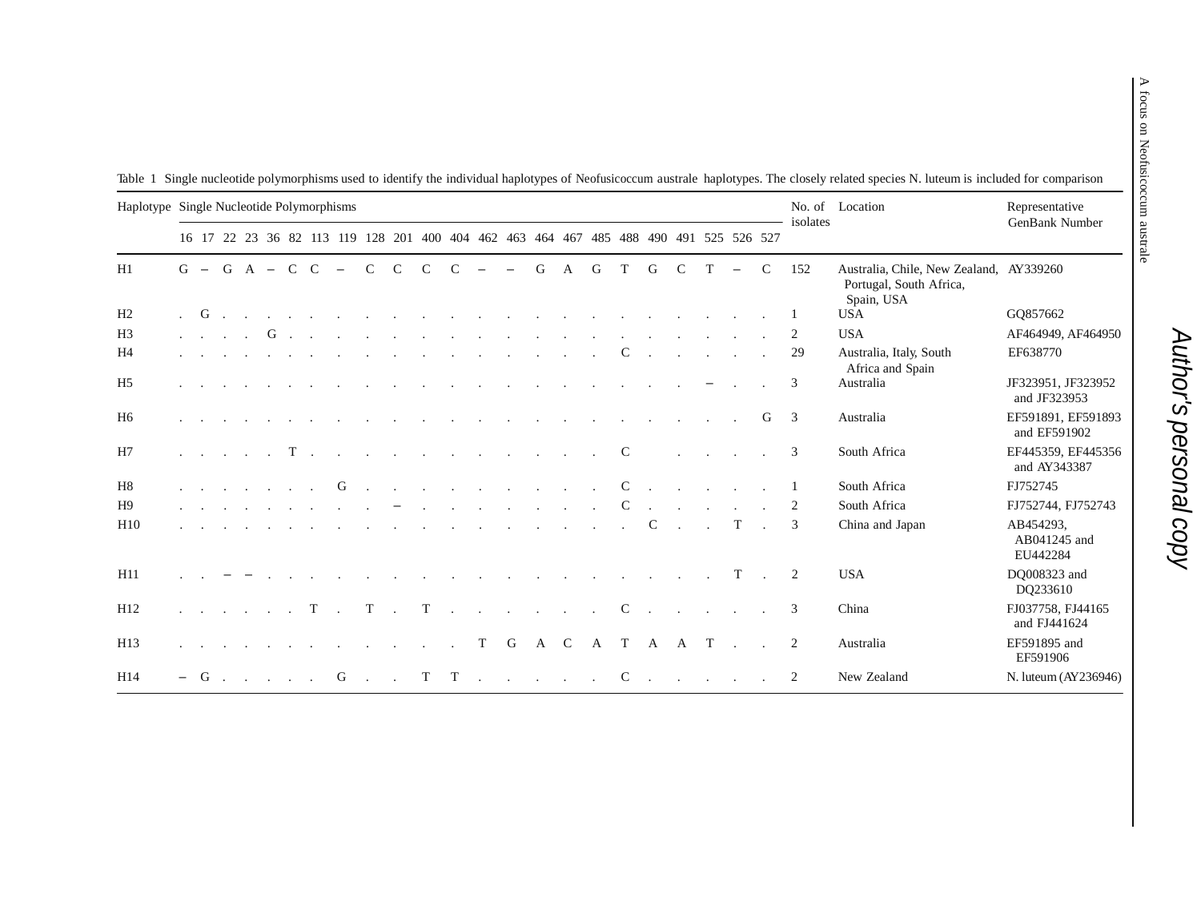Table 1 Single nucleotide polymorphisms used to identify the individual haplotypes of Neofusicoccum australe haplotypes. The closely related species N. luteum is included for comparison

| Haplotype | Single Nucleotide Polymorphisms | | | | | | | | | | | | | | | | | | | | | | | No. of isolates | Location | Representative GenBank Number |
|---|---|---|---|---|---|---|---|---|---|---|---|---|---|---|---|---|---|---|---|---|---|---|---|---|---|---|
| | 16 | 17 | 22 | 23 | 36 | 82 | 113 | 119 | 128 | 201 | 400 | 404 | 462 | 463 | 464 | 467 | 485 | 488 | 490 | 491 | 525 | 526 | 527 | | | |
| H1 | G | – | G | A | – | C | C | – | C | C | C | C | – | – | G | A | G | T | G | C | T | – | C | 152 | Australia, Chile, New Zealand, Portugal, South Africa, Spain, USA | AY339260 |
| H2 | . | G | . | . | . | . | . | . | . | . | . | . | . | . | . | . | . | . | . | . | . | . | . | 1 | USA | GQ857662 |
| H3 | . | . | . | . | G | . | . | . | . | . | . | . | . | . | . | . | . | . | . | . | . | . | . | 2 | USA | AF464949, AF464950 |
| H4 | . | . | . | . | . | . | . | . | . | . | . | . | . | . | . | . | . | C | . | . | . | . | . | 29 | Australia, Italy, South Africa and Spain | EF638770 |
| H5 | . | . | . | . | . | . | . | . | . | . | . | . | . | . | . | . | . | . | . | . | – | . | . | 3 | Australia | JF323951, JF323952 and JF323953 |
| H6 | . | . | . | . | . | . | . | . | . | . | . | . | . | . | . | . | . | . | . | . | . | . | G | 3 | Australia | EF591891, EF591893 and EF591902 |
| H7 | . | . | . | . | . | T | . | . | . | . | . | . | . | . | . | . | . | C | | . | . | . | . | 3 | South Africa | EF445359, EF445356 and AY343387 |
| H8 | . | . | . | . | . | . | . | G | . | . | . | . | . | . | . | . | . | C | . | . | . | . | . | 1 | South Africa | FJ752745 |
| H9 | . | . | . | . | . | . | . | . | . | – | . | . | . | . | . | . | . | C | . | . | . | . | . | 2 | South Africa | FJ752744, FJ752743 |
| H10 | . | . | . | . | . | . | . | . | . | . | . | . | . | . | . | . | . | . | C | . | . | T | . | 3 | China and Japan | AB454293, AB041245 and EU442284 |
| H11 | . | . | – | – | . | . | . | . | . | . | . | . | . | . | . | . | . | . | . | . | . | T | . | 2 | USA | DQ008323 and DQ233610 |
| H12 | . | . | . | . | . | . | T | . | T | . | T | . | . | . | . | . | . | C | . | . | . | . | . | 3 | China | FJ037758, FJ44165 and FJ441624 |
| H13 | . | . | . | . | . | . | . | . | . | . | . | . | T | G | A | C | A | T | A | A | T | . | . | 2 | Australia | EF591895 and EF591906 |
| H14 | – | G | . | . | . | . | . | G | . | . | T | T | . | . | . | . | . | C | . | . | . | . | . | 2 | New Zealand | N. luteum (AY236946) |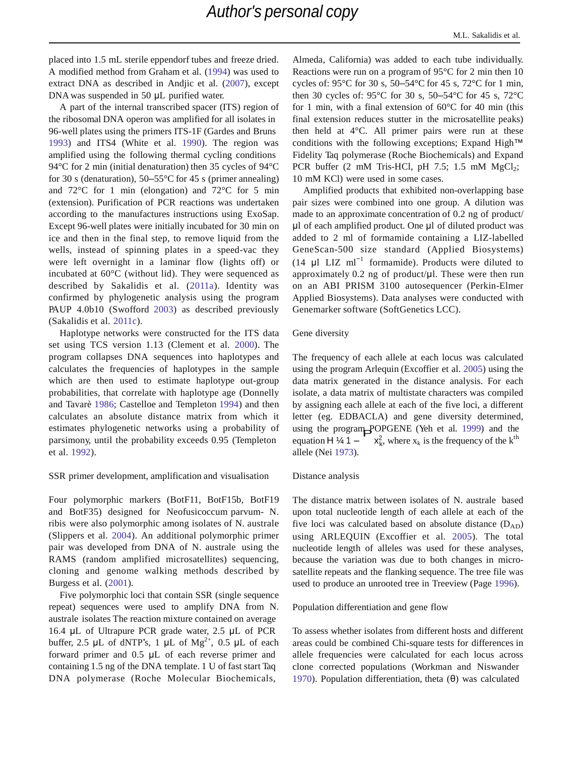placed into 1.5 mL sterile eppendorf tubes and freeze dried. A modified method from Graham et al. (1994) was used to extract DNA as described in Andjic et al. (2007), except DNA was suspended in 50 μL purified water.

A part of the internal transcribed spacer (ITS) region of the ribosomal DNA operon was amplified for all isolates in 96-well plates using the primers ITS-1F (Gardes and Bruns 1993) and ITS4 (White et al. 1990). The region was amplified using the following thermal cycling conditions 94°C for 2 min (initial denaturation) then 35 cycles of 94°C for 30 s (denaturation), 50–55°C for 45 s (primer annealing) and 72°C for 1 min (elongation) and 72°C for 5 min (extension). Purification of PCR reactions was undertaken according to the manufactures instructions using ExoSap. Except 96-well plates were initially incubated for 30 min on ice and then in the final step, to remove liquid from the wells, instead of spinning plates in a speed-vac they were left overnight in a laminar flow (lights off) or incubated at 60°C (without lid). They were sequenced as described by Sakalidis et al. (2011a). Identity was confirmed by phylogenetic analysis using the program PAUP 4.0b10 (Swofford 2003) as described previously (Sakalidis et al. 2011c).

Haplotype networks were constructed for the ITS data set using TCS version 1.13 (Clement et al. 2000). The program collapses DNA sequences into haplotypes and calculates the frequencies of haplotypes in the sample which are then used to estimate haplotype out-group probabilities, that correlate with haplotype age (Donnelly and Tavarè 1986; Castelloe and Templeton 1994) and then calculates an absolute distance matrix from which it estimates phylogenetic networks using a probability of parsimony, until the probability exceeds 0.95 (Templeton et al. 1992).

## SSR primer development, amplification and visualisation

Four polymorphic markers (BotF11, BotF15b, BotF19 and BotF35) designed for Neofusicoccum parvum- N. ribis were also polymorphic among isolates of N. australe (Slippers et al. 2004). An additional polymorphic primer pair was developed from DNA of N. australe using the RAMS (random amplified microsatellites) sequencing, cloning and genome walking methods described by Burgess et al. (2001).

Five polymorphic loci that contain SSR (single sequence repeat) sequences were used to amplify DNA from N. australe isolates The reaction mixture contained on average 16.4 μL of Ultrapure PCR grade water, 2.5 μL of PCR buffer, 2.5 μL of dNTP's, 1 μL of $Mg^{2+}$, 0.5 μL of each forward primer and 0.5 μL of each reverse primer and containing 1.5 ng of the DNA template. 1 U of fast start Taq DNA polymerase (Roche Molecular Biochemicals, Almeda, California) was added to each tube individually. Reactions were run on a program of 95°C for 2 min then 10 cycles of: 95°C for 30 s, 50–54°C for 45 s, 72°C for 1 min, then 30 cycles of: 95°C for 30 s, 50–54°C for 45 s, 72°C for 1 min, with a final extension of 60°C for 40 min (this final extension reduces stutter in the microsatellite peaks) then held at 4°C. All primer pairs were run at these conditions with the following exceptions; Expand High™ Fidelity Taq polymerase (Roche Biochemicals) and Expand PCR buffer (2 mM Tris-HCl, pH 7.5; 1.5 mM $MgCl_2$; 10 mM KCl) were used in some cases.

Amplified products that exhibited non-overlapping base pair sizes were combined into one group. A dilution was made to an approximate concentration of 0.2 ng of product/μl of each amplified product. One μl of diluted product was added to 2 ml of formamide containing a LIZ-labelled GeneScan-500 size standard (Applied Biosystems) (14 μl LIZ $ml^{-1}$ formamide). Products were diluted to approximately 0.2 ng of product/μl. These were then run on an ABI PRISM 3100 autosequencer (Perkin-Elmer Applied Biosystems). Data analyses were conducted with Genemarker software (SoftGenetics LCC).

## Gene diversity

The frequency of each allele at each locus was calculated using the program Arlequin (Excoffier et al. 2005) using the data matrix generated in the distance analysis. For each isolate, a data matrix of multistate characters was compiled by assigning each allele at each of the five loci, a different letter (eg. EDBACLA) and gene diversity determined, using the program POPGENE (Yeh et al. 1999) and the equation $H = 1 - \sum x_k^2$, where $x_k$ is the frequency of the $k^{th}$ allele (Nei 1973).

## Distance analysis

The distance matrix between isolates of N. australe based upon total nucleotide length of each allele at each of the five loci was calculated based on absolute distance ($D_{AD}$) using ARLEQUIN (Excoffier et al. 2005). The total nucleotide length of alleles was used for these analyses, because the variation was due to both changes in microsatellite repeats and the flanking sequence. The tree file was used to produce an unrooted tree in Treeview (Page 1996).

## Population differentiation and gene flow

To assess whether isolates from different hosts and different areas could be combined Chi-square tests for differences in allele frequencies were calculated for each locus across clone corrected populations (Workman and Niswander 1970). Population differentiation, theta (θ) was calculated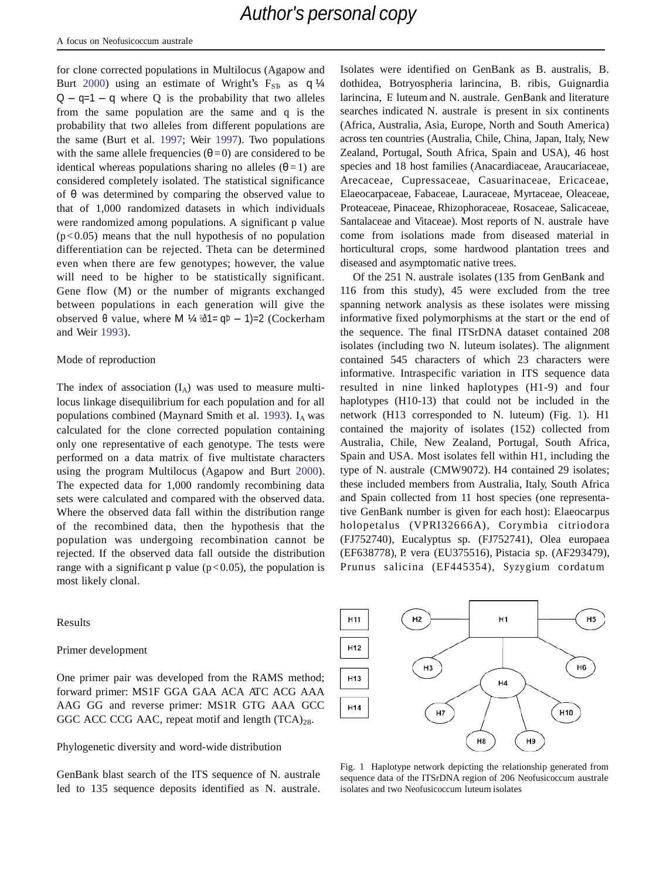for clone corrected populations in Multilocus (Agapow and Burt 2000) using an estimate of Wright's $F_{ST}$, as $\theta = (Q - q)/(1 - q)$ where Q is the probability that two alleles from the same population are the same and q is the probability that two alleles from different populations are the same (Burt et al. 1997; Weir 1997). Two populations with the same allele frequencies ($\theta = 0$) are considered to be identical whereas populations sharing no alleles ($\theta = 1$) are considered completely isolated. The statistical significance of θ was determined by comparing the observed value to that of 1,000 randomized datasets in which individuals were randomized among populations. A significant p value ($p < 0.05$) means that the null hypothesis of no population differentiation can be rejected. Theta can be determined even when there are few genotypes; however, the value will need to be higher to be statistically significant. Gene flow (M) or the number of migrants exchanged between populations in each generation will give the observed θ value, where $M = [(1/\theta) - 1]/2$ (Cockerham and Weir 1993).

### Mode of reproduction

The index of association ($I_A$) was used to measure multilocus linkage disequilibrium for each population and for all populations combined (Maynard Smith et al. 1993). $I_A$ was calculated for the clone corrected population containing only one representative of each genotype. The tests were performed on a data matrix of five multistate characters using the program Multilocus (Agapow and Burt 2000). The expected data for 1,000 randomly recombining data sets were calculated and compared with the observed data. Where the observed data fall within the distribution range of the recombined data, then the hypothesis that the population was undergoing recombination cannot be rejected. If the observed data fall outside the distribution range with a significant p value ($p < 0.05$), the population is most likely clonal.

## Results

### Primer development

One primer pair was developed from the RAMS method; forward primer: MS1F GGA GAA ACA ATC ACG AAA AAG GG and reverse primer: MS1R GTG AAA GCC GGC ACC CCG AAC, repeat motif and length $(TCA)_{28}$.

### Phylogenetic diversity and word-wide distribution

GenBank blast search of the ITS sequence of N. australe led to 135 sequence deposits identified as N. australe. Isolates were identified on GenBank as B. australis, B. dothidea, Botryospheria larcincina, B. ribis, Guignardia larcincina, F. luteum and N. australe. GenBank and literature searches indicated N. australe is present in six continents (Africa, Australia, Asia, Europe, North and South America) across ten countries (Australia, Chile, China, Japan, Italy, New Zealand, Portugal, South Africa, Spain and USA), 46 host species and 18 host families (Anacardiaceae, Araucariaceae, Arecaceae, Cupressaceae, Casuarinaceae, Ericaceae, Elaeocarpaceae, Fabaceae, Lauraceae, Myrtaceae, Oleaceae, Proteaceae, Pinaceae, Rhizophoraceae, Rosaceae, Salicaceae, Santalaceae and Vitaceae). Most reports of N. australe have come from isolations made from diseased material in horticultural crops, some hardwood plantation trees and diseased and asymptomatic native trees.

Of the 251 N. australe isolates (135 from GenBank and 116 from this study), 45 were excluded from the tree spanning network analysis as these isolates were missing informative fixed polymorphisms at the start or the end of the sequence. The final ITSrDNA dataset contained 208 isolates (including two N. luteum isolates). The alignment contained 545 characters of which 23 characters were informative. Intraspecific variation in ITS sequence data resulted in nine linked haplotypes (H1-9) and four haplotypes (H10-13) that could not be included in the network (H13 corresponded to N. luteum) (Fig. 1). H1 contained the majority of isolates (152) collected from Australia, Chile, New Zealand, Portugal, South Africa, Spain and USA. Most isolates fell within H1, including the type of N. australe (CMW9072). H4 contained 29 isolates; these included members from Australia, Italy, South Africa and Spain collected from 11 host species (one representative GenBank number is given for each host): Elaeocarpus holopetalus (VPRI32666A), Corymbia citriodora (FJ752740), Eucalyptus sp. (FJ752741), Olea europaea (EF638778), P. vera (EU375516), Pistacia sp. (AF293479), Prunus salicina (EF445354), Syzygium cordatum

Fig. 1 Haplotype network depicting the relationship generated from sequence data of the ITSrDNA region of 206 Neofusicoccum australe isolates and two Neofusicoccum luteum isolates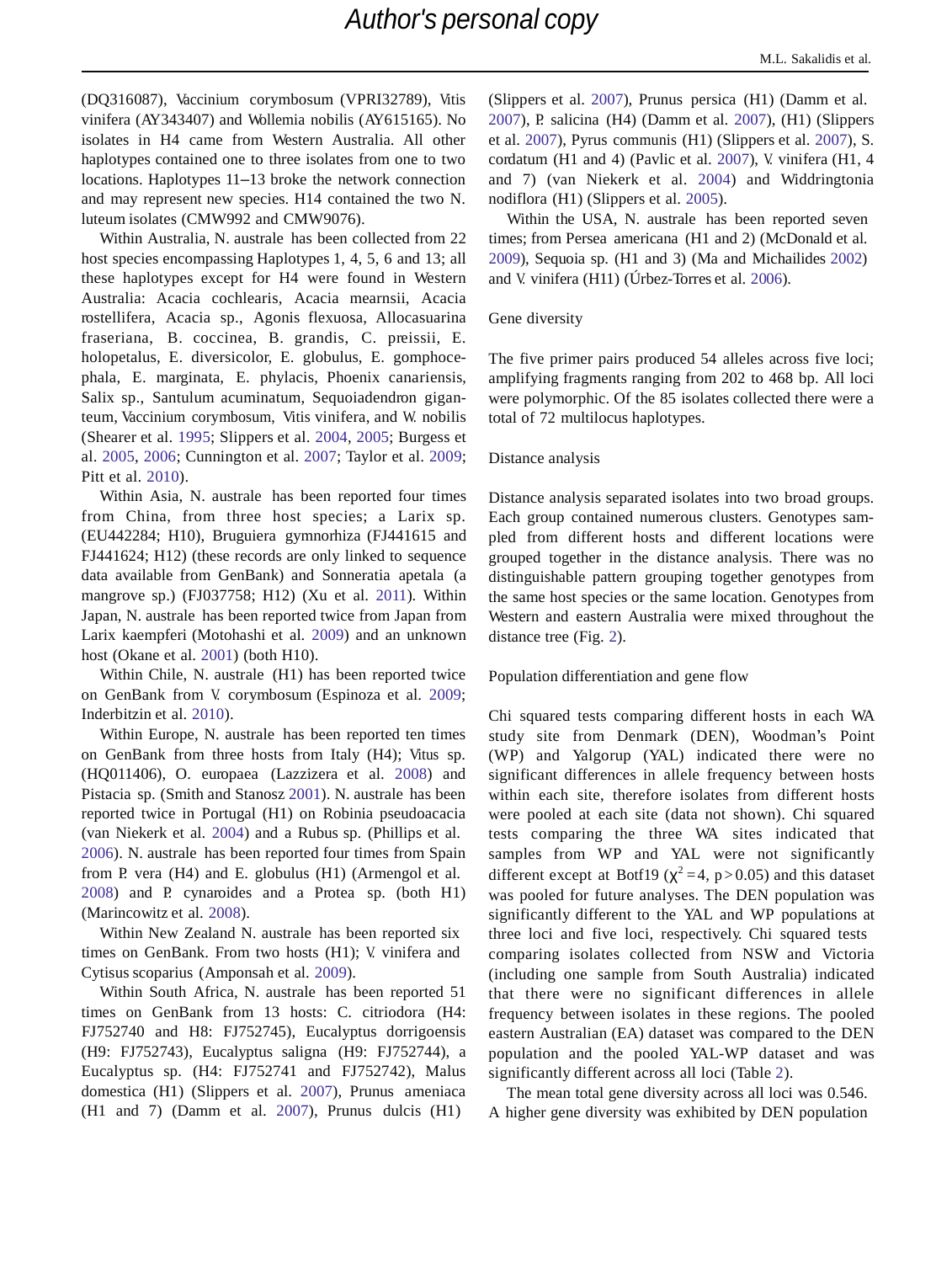(DQ316087), Vaccinium corymbosum (VPRI32789), Vitis vinifera (AY343407) and Wollemia nobilis (AY615165). No isolates in H4 came from Western Australia. All other haplotypes contained one to three isolates from one to two locations. Haplotypes 11–13 broke the network connection and may represent new species. H14 contained the two N. luteum isolates (CMW992 and CMW9076).

Within Australia, N. australe has been collected from 22 host species encompassing Haplotypes 1, 4, 5, 6 and 13; all these haplotypes except for H4 were found in Western Australia: Acacia cochlearis, Acacia mearnsii, Acacia rostellifera, Acacia sp., Agonis flexuosa, Allocasuarina fraseriana, B. coccinea, B. grandis, C. preissii, E. holopetalus, E. diversicolor, E. globulus, E. gomphocephala, E. marginata, E. phylacis, Phoenix canariensis, Salix sp., Santulum acuminatum, Sequoiadendron giganteum, Vaccinium corymbosum, Vitis vinifera, and W. nobilis (Shearer et al. 1995; Slippers et al. 2004, 2005; Burgess et al. 2005, 2006; Cunnington et al. 2007; Taylor et al. 2009; Pitt et al. 2010).

Within Asia, N. australe has been reported four times from China, from three host species; a Larix sp. (EU442284; H10), Bruguiera gymnorhiza (FJ441615 and FJ441624; H12) (these records are only linked to sequence data available from GenBank) and Sonneratia apetala (a mangrove sp.) (FJ037758; H12) (Xu et al. 2011). Within Japan, N. australe has been reported twice from Japan from Larix kaempferi (Motohashi et al. 2009) and an unknown host (Okane et al. 2001) (both H10).

Within Chile, N. australe (H1) has been reported twice on GenBank from V. corymbosum (Espinoza et al. 2009; Inderbitzin et al. 2010).

Within Europe, N. australe has been reported ten times on GenBank from three hosts from Italy (H4); Vitus sp. (HQ011406), O. europaea (Lazzizera et al. 2008) and Pistacia sp. (Smith and Stanosz 2001). N. australe has been reported twice in Portugal (H1) on Robinia pseudoacacia (van Niekerk et al. 2004) and a Rubus sp. (Phillips et al. 2006). N. australe has been reported four times from Spain from P. vera (H4) and E. globulus (H1) (Armengol et al. 2008) and P. cynaroides and a Protea sp. (both H1) (Marincowitz et al. 2008).

Within New Zealand N. australe has been reported six times on GenBank. From two hosts (H1); V. vinifera and Cytisus scoparius (Amponsah et al. 2009).

Within South Africa, N. australe has been reported 51 times on GenBank from 13 hosts: C. citriodora (H4: FJ752740 and H8: FJ752745), Eucalyptus dorrigoensis (H9: FJ752743), Eucalyptus saligna (H9: FJ752744), a Eucalyptus sp. (H4: FJ752741 and FJ752742), Malus domestica (H1) (Slippers et al. 2007), Prunus ameniaca (H1 and 7) (Damm et al. 2007), Prunus dulcis (H1) (Slippers et al. 2007), Prunus persica (H1) (Damm et al. 2007), P. salicina (H4) (Damm et al. 2007), (H1) (Slippers et al. 2007), Pyrus communis (H1) (Slippers et al. 2007), S. cordatum (H1 and 4) (Pavlic et al. 2007), V. vinifera (H1, 4 and 7) (van Niekerk et al. 2004) and Widdringtonia nodiflora (H1) (Slippers et al. 2005).

Within the USA, N. australe has been reported seven times; from Persea americana (H1 and 2) (McDonald et al. 2009), Sequoia sp. (H1 and 3) (Ma and Michailides 2002) and V. vinifera (H11) (Úrbez-Torres et al. 2006).

## Gene diversity

The five primer pairs produced 54 alleles across five loci; amplifying fragments ranging from 202 to 468 bp. All loci were polymorphic. Of the 85 isolates collected there were a total of 72 multilocus haplotypes.

## Distance analysis

Distance analysis separated isolates into two broad groups. Each group contained numerous clusters. Genotypes sampled from different hosts and different locations were grouped together in the distance analysis. There was no distinguishable pattern grouping together genotypes from the same host species or the same location. Genotypes from Western and eastern Australia were mixed throughout the distance tree (Fig. 2).

## Population differentiation and gene flow

Chi squared tests comparing different hosts in each WA study site from Denmark (DEN), Woodman's Point (WP) and Yalgorup (YAL) indicated there were no significant differences in allele frequency between hosts within each site, therefore isolates from different hosts were pooled at each site (data not shown). Chi squared tests comparing the three WA sites indicated that samples from WP and YAL were not significantly different except at Botf19 ($\chi^2=4$, $p>0.05$) and this dataset was pooled for future analyses. The DEN population was significantly different to the YAL and WP populations at three loci and five loci, respectively. Chi squared tests comparing isolates collected from NSW and Victoria (including one sample from South Australia) indicated that there were no significant differences in allele frequency between isolates in these regions. The pooled eastern Australian (EA) dataset was compared to the DEN population and the pooled YAL-WP dataset and was significantly different across all loci (Table 2).

The mean total gene diversity across all loci was 0.546. A higher gene diversity was exhibited by DEN population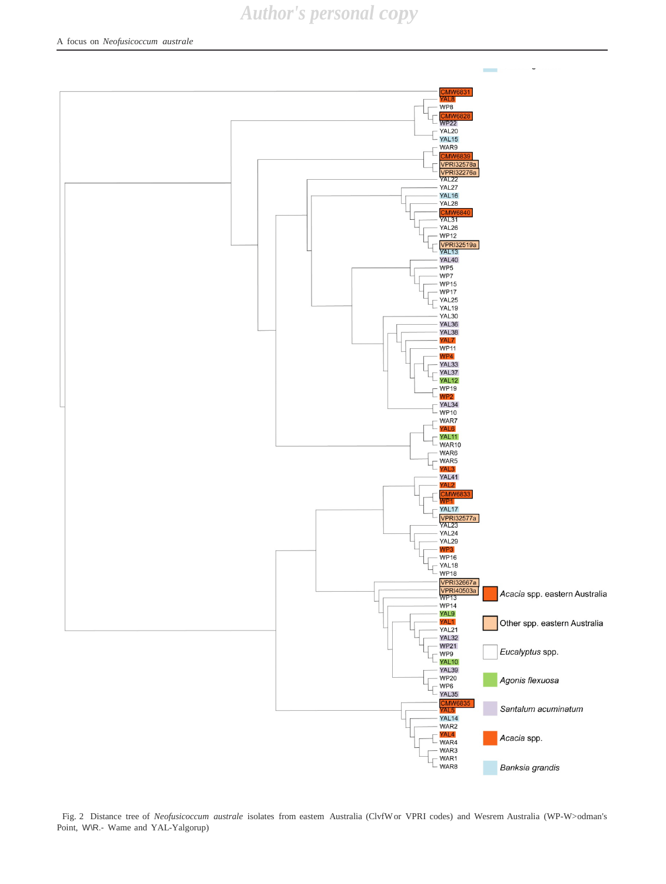Fig. 2 Distance tree of *Neofusicoccum australe* isolates from eastem Australia (ClvfW or VPRI codes) and Wesrem Australia (WP-W>odman's Point, W\R.- Wame and YAL-Yalgorup)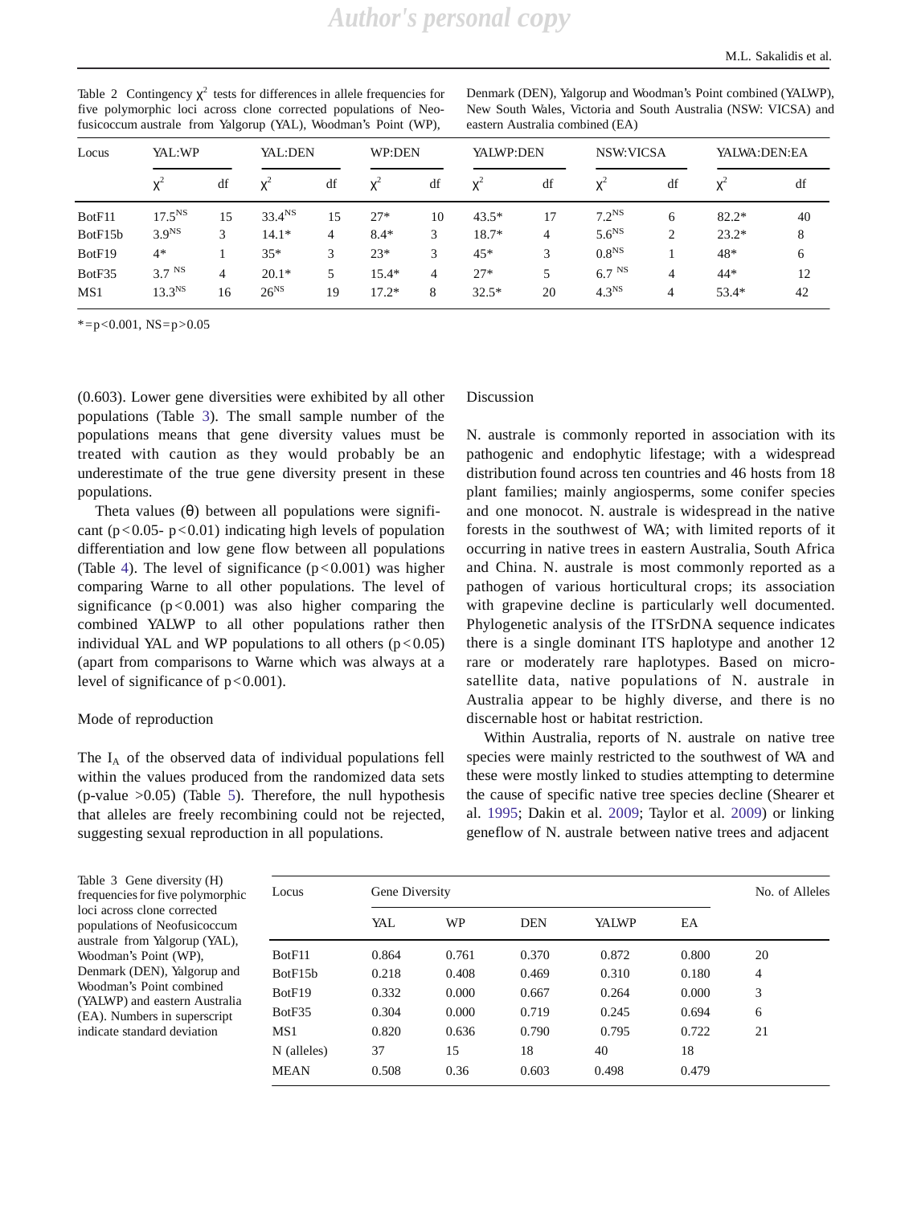Table 2 Contingency $\chi^2$ tests for differences in allele frequencies for five polymorphic loci across clone corrected populations of Neofusicoccum australe from Yalgorup (YAL), Woodman's Point (WP), Denmark (DEN), Yalgorup and Woodman's Point combined (YALWP), New South Wales, Victoria and South Australia (NSW: VICSA) and eastern Australia combined (EA)

| Locus | YAL:WP | | YAL:DEN | | WP:DEN | | YALWP:DEN | | NSW:VICSA | | YALWA:DEN:EA | |
|---|---|---|---|---|---|---|---|---|---|---|---|---|
| | $\chi^2$ | df | $\chi^2$ | df | $\chi^2$ | df | $\chi^2$ | df | $\chi^2$ | df | $\chi^2$ | df |
| BotF11 | 17.5[NS] | 15 | 33.4[NS] | 15 | 27* | 10 | 43.5* | 17 | 7.2[NS] | 6 | 82.2* | 40 |
| BotF15b | 3.9[NS] | 3 | 14.1* | 4 | 8.4* | 3 | 18.7* | 4 | 5.6[NS] | 2 | 23.2* | 8 |
| BotF19 | 4* | 1 | 35* | 3 | 23* | 3 | 45* | 3 | 0.8[NS] | 1 | 48* | 6 |
| BotF35 | 3.7 [NS] | 4 | 20.1* | 5 | 15.4* | 4 | 27* | 5 | 6.7 [NS] | 4 | 44* | 12 |
| MS1 | 13.3[NS] | 16 | 26[NS] | 19 | 17.2* | 8 | 32.5* | 20 | 4.3[NS] | 4 | 53.4* | 42 |

*=p<0.001, NS=p>0.05

(0.603). Lower gene diversities were exhibited by all other populations (Table 3). The small sample number of the populations means that gene diversity values must be treated with caution as they would probably be an underestimate of the true gene diversity present in these populations.

Theta values (θ) between all populations were significant ($p<0.05$- $p<0.01$) indicating high levels of population differentiation and low gene flow between all populations (Table 4). The level of significance ($p<0.001$) was higher comparing Warne to all other populations. The level of significance ($p<0.001$) was also higher comparing the combined YALWP to all other populations rather then individual YAL and WP populations to all others ($p<0.05$) (apart from comparisons to Warne which was always at a level of significance of $p<0.001$).

## Mode of reproduction

The $I_A$ of the observed data of individual populations fell within the values produced from the randomized data sets (p-value >0.05) (Table 5). Therefore, the null hypothesis that alleles are freely recombining could not be rejected, suggesting sexual reproduction in all populations.

## Discussion

N. australe is commonly reported in association with its pathogenic and endophytic lifestage; with a widespread distribution found across ten countries and 46 hosts from 18 plant families; mainly angiosperms, some conifer species and one monocot. N. australe is widespread in the native forests in the southwest of WA; with limited reports of it occurring in native trees in eastern Australia, South Africa and China. N. australe is most commonly reported as a pathogen of various horticultural crops; its association with grapevine decline is particularly well documented. Phylogenetic analysis of the ITSrDNA sequence indicates there is a single dominant ITS haplotype and another 12 rare or moderately rare haplotypes. Based on microsatellite data, native populations of N. australe in Australia appear to be highly diverse, and there is no discernable host or habitat restriction.

Within Australia, reports of N. australe on native tree species were mainly restricted to the southwest of WA and these were mostly linked to studies attempting to determine the cause of specific native tree species decline (Shearer et al. 1995; Dakin et al. 2009; Taylor et al. 2009) or linking geneflow of N. australe between native trees and adjacent

Table 3 Gene diversity (H) frequencies for five polymorphic loci across clone corrected populations of Neofusicoccum australe from Yalgorup (YAL), Woodman's Point (WP), Denmark (DEN), Yalgorup and Woodman's Point combined (YALWP) and eastern Australia (EA). Numbers in superscript indicate standard deviation

| Locus | Gene Diversity | | | | | No. of Alleles |
|---|---|---|---|---|---|---|
| | YAL | WP | DEN | YALWP | EA | |
| BotF11 | 0.864 | 0.761 | 0.370 | 0.872 | 0.800 | 20 |
| BotF15b | 0.218 | 0.408 | 0.469 | 0.310 | 0.180 | 4 |
| BotF19 | 0.332 | 0.000 | 0.667 | 0.264 | 0.000 | 3 |
| BotF35 | 0.304 | 0.000 | 0.719 | 0.245 | 0.694 | 6 |
| MS1 | 0.820 | 0.636 | 0.790 | 0.795 | 0.722 | 21 |
| N (alleles) | 37 | 15 | 18 | 40 | 18 | |
| MEAN | 0.508 | 0.36 | 0.603 | 0.498 | 0.479 | |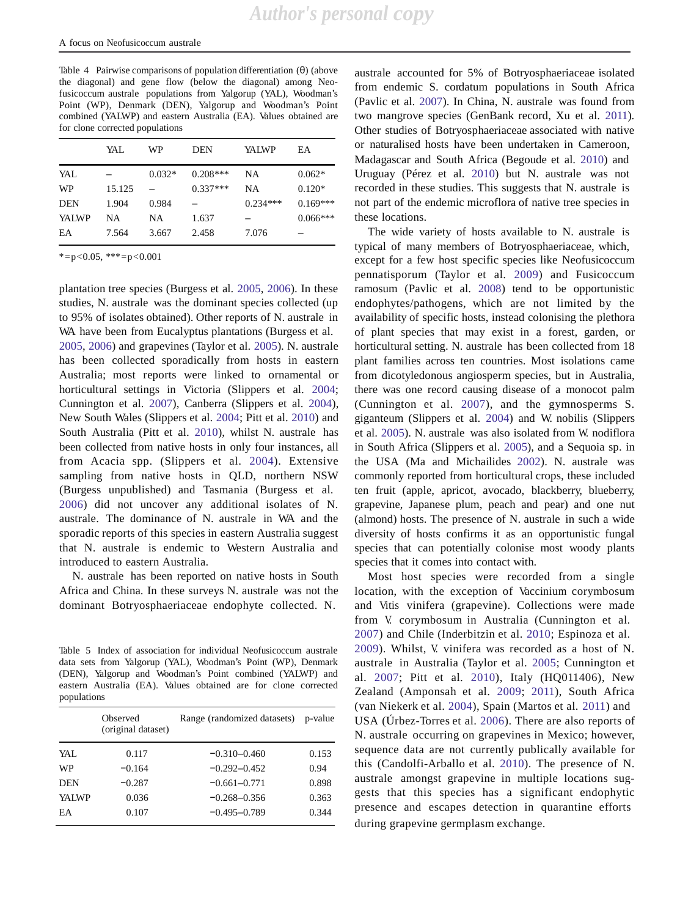Table 4 Pairwise comparisons of population differentiation (θ) (above the diagonal) and gene flow (below the diagonal) among Neofusicoccum australe populations from Yalgorup (YAL), Woodman's Point (WP), Denmark (DEN), Yalgorup and Woodman's Point combined (YALWP) and eastern Australia (EA). Values obtained are for clone corrected populations

| | YAL | WP | DEN | YALWP | EA |
|---|---|---|---|---|---|
| YAL | – | 0.032* | 0.208*** | NA | 0.062* |
| WP | 15.125 | – | 0.337*** | NA | 0.120* |
| DEN | 1.904 | 0.984 | – | 0.234*** | 0.169*** |
| YALWP | NA | NA | 1.637 | – | 0.066*** |
| EA | 7.564 | 3.667 | 2.458 | 7.076 | – |

*=p<0.05, ***=p<0.001

plantation tree species (Burgess et al. 2005, 2006). In these studies, N. australe was the dominant species collected (up to 95% of isolates obtained). Other reports of N. australe in WA have been from Eucalyptus plantations (Burgess et al. 2005, 2006) and grapevines (Taylor et al. 2005). N. australe has been collected sporadically from hosts in eastern Australia; most reports were linked to ornamental or horticultural settings in Victoria (Slippers et al. 2004; Cunnington et al. 2007), Canberra (Slippers et al. 2004), New South Wales (Slippers et al. 2004; Pitt et al. 2010) and South Australia (Pitt et al. 2010), whilst N. australe has been collected from native hosts in only four instances, all from Acacia spp. (Slippers et al. 2004). Extensive sampling from native hosts in QLD, northern NSW (Burgess unpublished) and Tasmania (Burgess et al. 2006) did not uncover any additional isolates of N. australe. The dominance of N. australe in WA and the sporadic reports of this species in eastern Australia suggest that N. australe is endemic to Western Australia and introduced to eastern Australia.

N. australe has been reported on native hosts in South Africa and China. In these surveys N. australe was not the dominant Botryosphaeriaceae endophyte collected. N. australe accounted for 5% of Botryosphaeriaceae isolated from endemic S. cordatum populations in South Africa (Pavlic et al. 2007). In China, N. australe was found from two mangrove species (GenBank record, Xu et al. 2011). Other studies of Botryosphaeriaceae associated with native or naturalised hosts have been undertaken in Cameroon, Madagascar and South Africa (Begoude et al. 2010) and Uruguay (Pérez et al. 2010) but N. australe was not recorded in these studies. This suggests that N. australe is not part of the endemic microflora of native tree species in these locations.

Table 5 Index of association for individual Neofusicoccum australe data sets from Yalgorup (YAL), Woodman's Point (WP), Denmark (DEN), Yalgorup and Woodman's Point combined (YALWP) and eastern Australia (EA). Values obtained are for clone corrected populations

| | Observed (original dataset) | Range (randomized datasets) | p-value |
|---|---|---|---|
| YAL | 0.117 | −0.310–0.460 | 0.153 |
| WP | −0.164 | −0.292–0.452 | 0.94 |
| DEN | −0.287 | −0.661–0.771 | 0.898 |
| YALWP | 0.036 | −0.268–0.356 | 0.363 |
| EA | 0.107 | −0.495–0.789 | 0.344 |

The wide variety of hosts available to N. australe is typical of many members of Botryosphaeriaceae, which, except for a few host specific species like Neofusicoccum pennatisporum (Taylor et al. 2009) and Fusicoccum ramosum (Pavlic et al. 2008) tend to be opportunistic endophytes/pathogens, which are not limited by the availability of specific hosts, instead colonising the plethora of plant species that may exist in a forest, garden, or horticultural setting. N. australe has been collected from 18 plant families across ten countries. Most isolations came from dicotyledonous angiosperm species, but in Australia, there was one record causing disease of a monocot palm (Cunnington et al. 2007), and the gymnosperms S. giganteum (Slippers et al. 2004) and W. nobilis (Slippers et al. 2005). N. australe was also isolated from W. nodiflora in South Africa (Slippers et al. 2005), and a Sequoia sp. in the USA (Ma and Michailides 2002). N. australe was commonly reported from horticultural crops, these included ten fruit (apple, apricot, avocado, blackberry, blueberry, grapevine, Japanese plum, peach and pear) and one nut (almond) hosts. The presence of N. australe in such a wide diversity of hosts confirms it as an opportunistic fungal species that can potentially colonise most woody plants species that it comes into contact with.

Most host species were recorded from a single location, with the exception of Vaccinium corymbosum and Vitis vinifera (grapevine). Collections were made from V. corymbosum in Australia (Cunnington et al. 2007) and Chile (Inderbitzin et al. 2010; Espinoza et al. 2009). Whilst, V. vinifera was recorded as a host of N. australe in Australia (Taylor et al. 2005; Cunnington et al. 2007; Pitt et al. 2010), Italy (HQ011406), New Zealand (Amponsah et al. 2009; 2011), South Africa (van Niekerk et al. 2004), Spain (Martos et al. 2011) and USA (Úrbez-Torres et al. 2006). There are also reports of N. australe occurring on grapevines in Mexico; however, sequence data are not currently publically available for this (Candolfi-Arballo et al. 2010). The presence of N. australe amongst grapevine in multiple locations suggests that this species has a significant endophytic presence and escapes detection in quarantine efforts during grapevine germplasm exchange.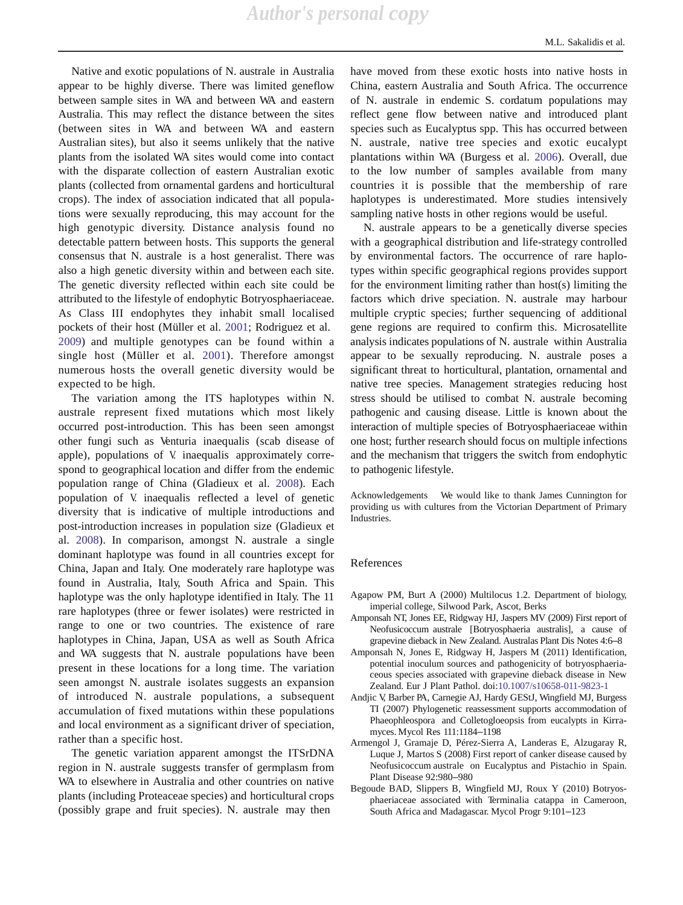Native and exotic populations of *N. australe* in Australia appear to be highly diverse. There was limited geneflow between sample sites in WA and between WA and eastern Australia. This may reflect the distance between the sites (between sites in WA and between WA and eastern Australian sites), but also it seems unlikely that the native plants from the isolated WA sites would come into contact with the disparate collection of eastern Australian exotic plants (collected from ornamental gardens and horticultural crops). The index of association indicated that all populations were sexually reproducing, this may account for the high genotypic diversity. Distance analysis found no detectable pattern between hosts. This supports the general consensus that *N. australe* is a host generalist. There was also a high genetic diversity within and between each site. The genetic diversity reflected within each site could be attributed to the lifestyle of endophytic Botryosphaeriaceae. As Class III endophytes they inhabit small localised pockets of their host (Müller et al. 2001; Rodriguez et al. 2009) and multiple genotypes can be found within a single host (Müller et al. 2001). Therefore amongst numerous hosts the overall genetic diversity would be expected to be high.

The variation among the ITS haplotypes within *N. australe* represent fixed mutations which most likely occurred post-introduction. This has been seen amongst other fungi such as *Venturia inaequalis* (scab disease of apple), populations of *V. inaequalis* approximately correspond to geographical location and differ from the endemic population range of China (Gladieux et al. 2008). Each population of *V. inaequalis* reflected a level of genetic diversity that is indicative of multiple introductions and post-introduction increases in population size (Gladieux et al. 2008). In comparison, amongst *N. australe* a single dominant haplotype was found in all countries except for China, Japan and Italy. One moderately rare haplotype was found in Australia, Italy, South Africa and Spain. This haplotype was the only haplotype identified in Italy. The 11 rare haplotypes (three or fewer isolates) were restricted in range to one or two countries. The existence of rare haplotypes in China, Japan, USA as well as South Africa and WA suggests that *N. australe* populations have been present in these locations for a long time. The variation seen amongst *N. australe* isolates suggests an expansion of introduced *N. australe* populations, a subsequent accumulation of fixed mutations within these populations and local environment as a significant driver of speciation, rather than a specific host.

The genetic variation apparent amongst the ITSrDNA region in *N. australe* suggests transfer of germplasm from WA to elsewhere in Australia and other countries on native plants (including Proteaceae species) and horticultural crops (possibly grape and fruit species). *N. australe* may then have moved from these exotic hosts into native hosts in China, eastern Australia and South Africa. The occurrence of *N. australe* in endemic *S. cordatum* populations may reflect gene flow between native and introduced plant species such as *Eucalyptus* spp. This has occurred between *N. australe*, native tree species and exotic eucalypt plantations within WA (Burgess et al. 2006). Overall, due to the low number of samples available from many countries it is possible that the membership of rare haplotypes is underestimated. More studies intensively sampling native hosts in other regions would be useful.

*N. australe* appears to be a genetically diverse species with a geographical distribution and life-strategy controlled by environmental factors. The occurrence of rare haplotypes within specific geographical regions provides support for the environment limiting rather than host(s) limiting the factors which drive speciation. *N. australe* may harbour multiple cryptic species; further sequencing of additional gene regions are required to confirm this. Microsatellite analysis indicates populations of *N. australe* within Australia appear to be sexually reproducing. *N. australe* poses a significant threat to horticultural, plantation, ornamental and native tree species. Management strategies reducing host stress should be utilised to combat *N. australe* becoming pathogenic and causing disease. Little is known about the interaction of multiple species of Botryosphaeriaceae within one host; further research should focus on multiple infections and the mechanism that triggers the switch from endophytic to pathogenic lifestyle.

**Acknowledgements** We would like to thank James Cunnington for providing us with cultures from the Victorian Department of Primary Industries.

## References

Agapow PM, Burt A (2000) Multilocus 1.2. Department of biology, imperial college, Silwood Park, Ascot, Berks

Amponsah NT, Jones EE, Ridgway HJ, Jaspers MV (2009) First report of *Neofusicoccum australe* [*Botryosphaeria australis*], a cause of grapevine dieback in New Zealand. Australas Plant Dis Notes 4:6–8

Amponsah N, Jones E, Ridgway H, Jaspers M (2011) Identification, potential inoculum sources and pathogenicity of botryosphaeriaceous species associated with grapevine dieback disease in New Zealand. Eur J Plant Pathol. doi:10.1007/s10658-011-9823-1

Andjic V, Barber PA, Carnegie AJ, Hardy GEStJ, Wingfield MJ, Burgess TI (2007) Phylogenetic reassessment supports accommodation of *Phaeophleospora* and *Colletogloeopsis* from eucalypts in *Kirramyces*. Mycol Res 111:1184–1198

Armengol J, Gramaje D, Pérez-Sierra A, Landeras E, Alzugaray R, Luque J, Martos S (2008) First report of canker disease caused by *Neofusicoccum australe* on *Eucalyptus* and *Pistachio* in Spain. Plant Disease 92:980–980

Begoude BAD, Slippers B, Wingfield MJ, Roux Y (2010) Botryosphaeriaceae associated with *Terminalia catappa* in Cameroon, South Africa and Madagascar. Mycol Progr 9:101–123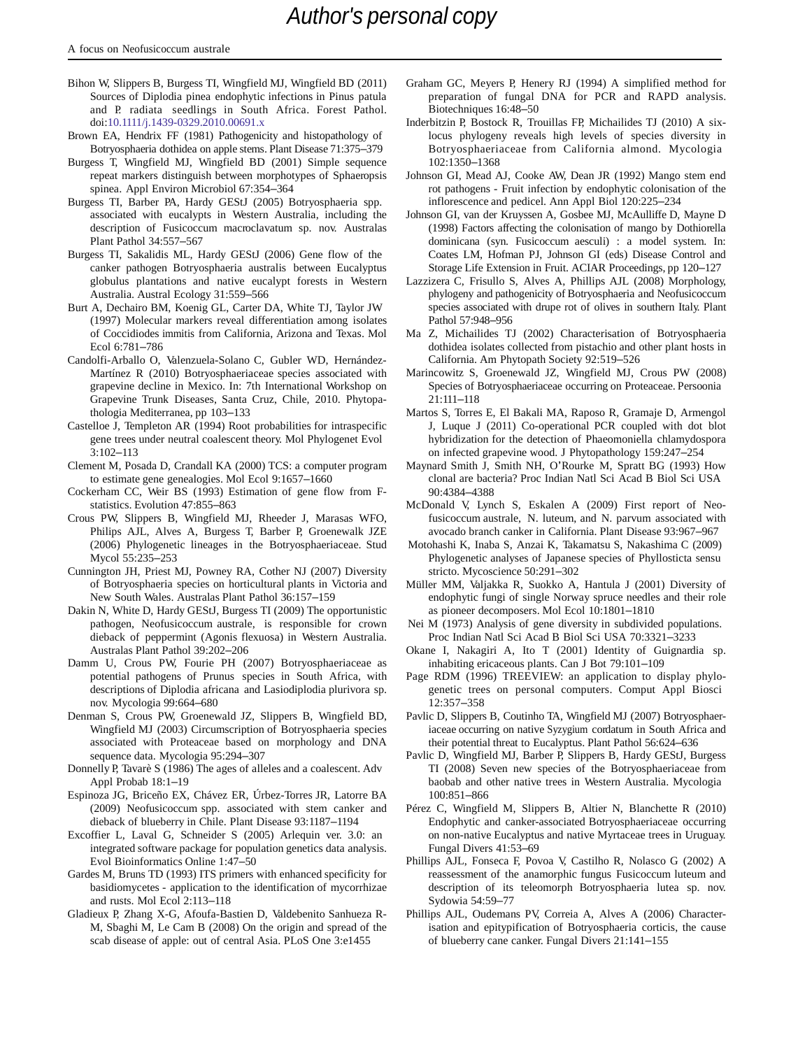Bihon W, Slippers B, Burgess TI, Wingfield MJ, Wingfield BD (2011) Sources of Diplodia pinea endophytic infections in Pinus patula and P. radiata seedlings in South Africa. Forest Pathol. doi:10.1111/j.1439-0329.2010.00691.x

Brown EA, Hendrix FF (1981) Pathogenicity and histopathology of Botryosphaeria dothidea on apple stems. Plant Disease 71:375–379

Burgess T, Wingfield MJ, Wingfield BD (2001) Simple sequence repeat markers distinguish between morphotypes of Sphaeropsis spinea. Appl Environ Microbiol 67:354–364

Burgess TI, Barber PA, Hardy GEStJ (2005) Botryosphaeria spp. associated with eucalypts in Western Australia, including the description of Fusicoccum macroclavatum sp. nov. Australas Plant Pathol 34:557–567

Burgess TI, Sakalidis ML, Hardy GEStJ (2006) Gene flow of the canker pathogen Botryosphaeria australis between Eucalyptus globulus plantations and native eucalypt forests in Western Australia. Austral Ecology 31:559–566

Burt A, Dechairo BM, Koenig GL, Carter DA, White TJ, Taylor JW (1997) Molecular markers reveal differentiation among isolates of Coccidiodes immitis from California, Arizona and Texas. Mol Ecol 6:781–786

Candolfi-Arballo O, Valenzuela-Solano C, Gubler WD, Hernández-Martínez R (2010) Botryosphaeriaceae species associated with grapevine decline in Mexico. In: 7th International Workshop on Grapevine Trunk Diseases, Santa Cruz, Chile, 2010. Phytopathologia Mediterranea, pp 103–133

Castelloe J, Templeton AR (1994) Root probabilities for intraspecific gene trees under neutral coalescent theory. Mol Phylogenet Evol 3:102–113

Clement M, Posada D, Crandall KA (2000) TCS: a computer program to estimate gene genealogies. Mol Ecol 9:1657–1660

Cockerham CC, Weir BS (1993) Estimation of gene flow from F-statistics. Evolution 47:855–863

Crous PW, Slippers B, Wingfield MJ, Rheeder J, Marasas WFO, Philips AJL, Alves A, Burgess T, Barber P, Groenewalk JZE (2006) Phylogenetic lineages in the Botryosphaeriaceae. Stud Mycol 55:235–253

Cunnington JH, Priest MJ, Powney RA, Cother NJ (2007) Diversity of Botryosphaeria species on horticultural plants in Victoria and New South Wales. Australas Plant Pathol 36:157–159

Dakin N, White D, Hardy GEStJ, Burgess TI (2009) The opportunistic pathogen, Neofusicoccum australe, is responsible for crown dieback of peppermint (Agonis flexuosa) in Western Australia. Australas Plant Pathol 39:202–206

Damm U, Crous PW, Fourie PH (2007) Botryosphaeriaceae as potential pathogens of Prunus species in South Africa, with descriptions of Diplodia africana and Lasiodiplodia plurivora sp. nov. Mycologia 99:664–680

Denman S, Crous PW, Groenewald JZ, Slippers B, Wingfield BD, Wingfield MJ (2003) Circumscription of Botryosphaeria species associated with Proteaceae based on morphology and DNA sequence data. Mycologia 95:294–307

Donnelly P, Tavarè S (1986) The ages of alleles and a coalescent. Adv Appl Probab 18:1–19

Espinoza JG, Briceño EX, Chávez ER, Úrbez-Torres JR, Latorre BA (2009) Neofusicoccum spp. associated with stem canker and dieback of blueberry in Chile. Plant Disease 93:1187–1194

Excoffier L, Laval G, Schneider S (2005) Arlequin ver. 3.0: an integrated software package for population genetics data analysis. Evol Bioinformatics Online 1:47–50

Gardes M, Bruns TD (1993) ITS primers with enhanced specificity for basidiomycetes - application to the identification of mycorrhizae and rusts. Mol Ecol 2:113–118

Gladieux P, Zhang X-G, Afoufa-Bastien D, Valdebenito Sanhueza R-M, Sbaghi M, Le Cam B (2008) On the origin and spread of the scab disease of apple: out of central Asia. PLoS One 3:e1455

Graham GC, Meyers P, Henery RJ (1994) A simplified method for preparation of fungal DNA for PCR and RAPD analysis. Biotechniques 16:48–50

Inderbitzin P, Bostock R, Trouillas FP, Michailides TJ (2010) A six-locus phylogeny reveals high levels of species diversity in Botryosphaeriaceae from California almond. Mycologia 102:1350–1368

Johnson GI, Mead AJ, Cooke AW, Dean JR (1992) Mango stem end rot pathogens - Fruit infection by endophytic colonisation of the inflorescence and pedicel. Ann Appl Biol 120:225–234

Johnson GI, van der Kruyssen A, Gosbee MJ, McAulliffe D, Mayne D (1998) Factors affecting the colonisation of mango by Dothiorella dominicana (syn. Fusicoccum aesculi) : a model system. In: Coates LM, Hofman PJ, Johnson GI (eds) Disease Control and Storage Life Extension in Fruit. ACIAR Proceedings, pp 120–127

Lazzizera C, Frisullo S, Alves A, Phillips AJL (2008) Morphology, phylogeny and pathogenicity of Botryosphaeria and Neofusicoccum species associated with drupe rot of olives in southern Italy. Plant Pathol 57:948–956

Ma Z, Michailides TJ (2002) Characterisation of Botryosphaeria dothidea isolates collected from pistachio and other plant hosts in California. Am Phytopath Society 92:519–526

Marincowitz S, Groenewald JZ, Wingfield MJ, Crous PW (2008) Species of Botryosphaeriaceae occurring on Proteaceae. Persoonia 21:111–118

Martos S, Torres E, El Bakali MA, Raposo R, Gramaje D, Armengol J, Luque J (2011) Co-operational PCR coupled with dot blot hybridization for the detection of Phaeomoniella chlamydospora on infected grapevine wood. J Phytopathology 159:247–254

Maynard Smith J, Smith NH, O'Rourke M, Spratt BG (1993) How clonal are bacteria? Proc Indian Natl Sci Acad B Biol Sci USA 90:4384–4388

McDonald V, Lynch S, Eskalen A (2009) First report of Neofusicoccum australe, N. luteum, and N. parvum associated with avocado branch canker in California. Plant Disease 93:967–967

Motohashi K, Inaba S, Anzai K, Takamatsu S, Nakashima C (2009) Phylogenetic analyses of Japanese species of Phyllosticta sensu stricto. Mycoscience 50:291–302

Müller MM, Valjakka R, Suokko A, Hantula J (2001) Diversity of endophytic fungi of single Norway spruce needles and their role as pioneer decomposers. Mol Ecol 10:1801–1810

Nei M (1973) Analysis of gene diversity in subdivided populations. Proc Indian Natl Sci Acad B Biol Sci USA 70:3321–3233

Okane I, Nakagiri A, Ito T (2001) Identity of Guignardia sp. inhabiting ericaceous plants. Can J Bot 79:101–109

Page RDM (1996) TREEVIEW: an application to display phylogenetic trees on personal computers. Comput Appl Biosci 12:357–358

Pavlic D, Slippers B, Coutinho TA, Wingfield MJ (2007) Botryosphaeriaceae occurring on native Syzygium cordatum in South Africa and their potential threat to Eucalyptus. Plant Pathol 56:624–636

Pavlic D, Wingfield MJ, Barber P, Slippers B, Hardy GEStJ, Burgess TI (2008) Seven new species of the Botryosphaeriaceae from baobab and other native trees in Western Australia. Mycologia 100:851–866

Pérez C, Wingfield M, Slippers B, Altier N, Blanchette R (2010) Endophytic and canker-associated Botryosphaeriaceae occurring on non-native Eucalyptus and native Myrtaceae trees in Uruguay. Fungal Divers 41:53–69

Phillips AJL, Fonseca F, Povoa V, Castilho R, Nolasco G (2002) A reassessment of the anamorphic fungus Fusicoccum luteum and description of its teleomorph Botryosphaeria lutea sp. nov. Sydowia 54:59–77

Phillips AJL, Oudemans PV, Correia A, Alves A (2006) Characterisation and epitypification of Botryosphaeria corticis, the cause of blueberry cane canker. Fungal Divers 21:141–155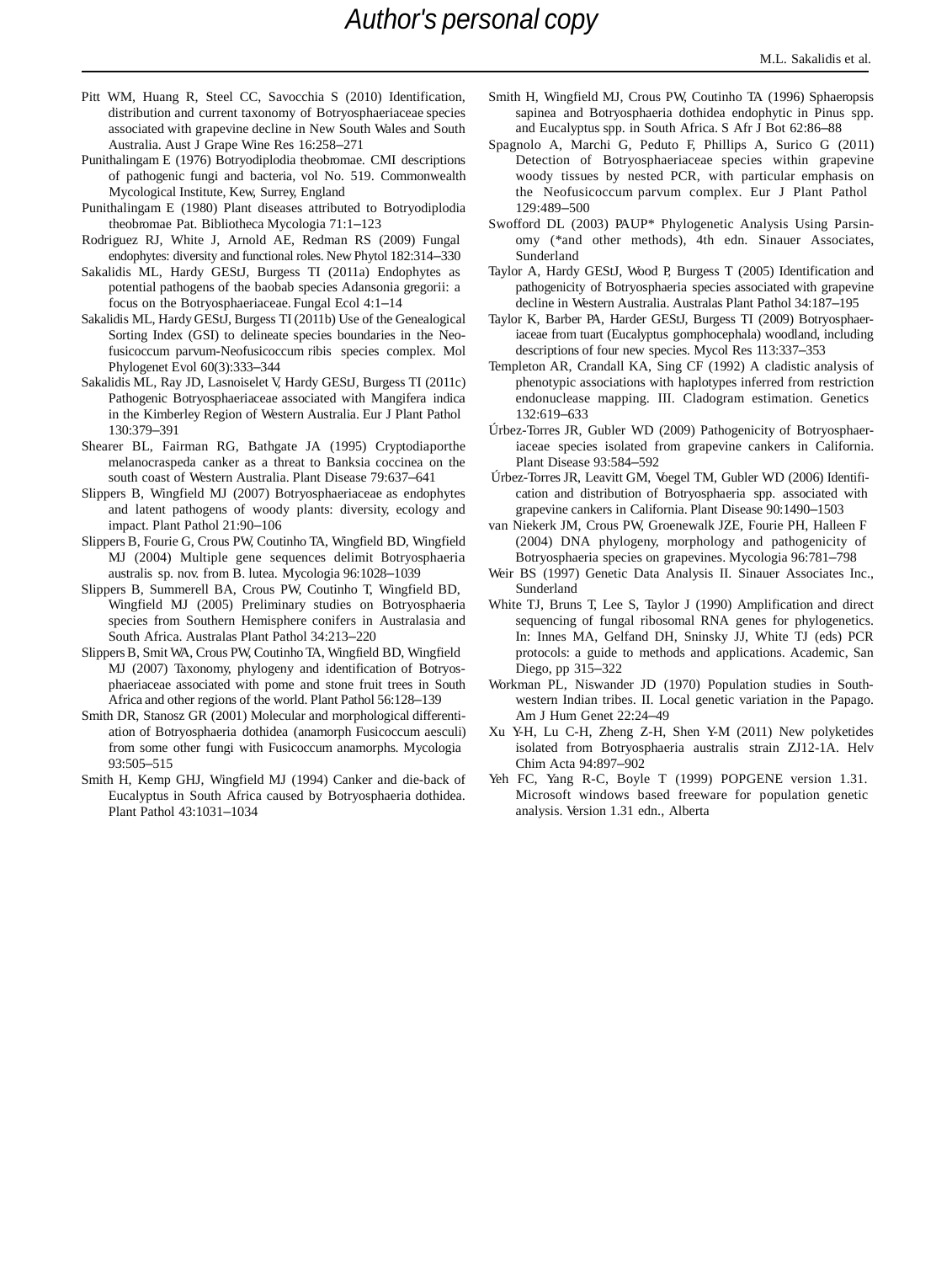Pitt WM, Huang R, Steel CC, Savocchia S (2010) Identification, distribution and current taxonomy of Botryosphaeriaceae species associated with grapevine decline in New South Wales and South Australia. Aust J Grape Wine Res 16:258–271

Punithalingam E (1976) Botryodiplodia theobromae. CMI descriptions of pathogenic fungi and bacteria, vol No. 519. Commonwealth Mycological Institute, Kew, Surrey, England

Punithalingam E (1980) Plant diseases attributed to Botryodiplodia theobromae Pat. Bibliotheca Mycologia 71:1–123

Rodriguez RJ, White J, Arnold AE, Redman RS (2009) Fungal endophytes: diversity and functional roles. New Phytol 182:314–330

Sakalidis ML, Hardy GEStJ, Burgess TI (2011a) Endophytes as potential pathogens of the baobab species Adansonia gregorii: a focus on the Botryosphaeriaceae. Fungal Ecol 4:1–14

Sakalidis ML, Hardy GEStJ, Burgess TI (2011b) Use of the Genealogical Sorting Index (GSI) to delineate species boundaries in the Neofusicoccum parvum-Neofusicoccum ribis species complex. Mol Phylogenet Evol 60(3):333–344

Sakalidis ML, Ray JD, Lasnoiselet V, Hardy GEStJ, Burgess TI (2011c) Pathogenic Botryosphaeriaceae associated with Mangifera indica in the Kimberley Region of Western Australia. Eur J Plant Pathol 130:379–391

Shearer BL, Fairman RG, Bathgate JA (1995) Cryptodiaporthe melanocraspeda canker as a threat to Banksia coccinea on the south coast of Western Australia. Plant Disease 79:637–641

Slippers B, Wingfield MJ (2007) Botryosphaeriaceae as endophytes and latent pathogens of woody plants: diversity, ecology and impact. Plant Pathol 21:90–106

Slippers B, Fourie G, Crous PW, Coutinho TA, Wingfield BD, Wingfield MJ (2004) Multiple gene sequences delimit Botryosphaeria australis sp. nov. from B. lutea. Mycologia 96:1028–1039

Slippers B, Summerell BA, Crous PW, Coutinho T, Wingfield BD, Wingfield MJ (2005) Preliminary studies on Botryosphaeria species from Southern Hemisphere conifers in Australasia and South Africa. Australas Plant Pathol 34:213–220

Slippers B, Smit WA, Crous PW, Coutinho TA, Wingfield BD, Wingfield MJ (2007) Taxonomy, phylogeny and identification of Botryosphaeriaceae associated with pome and stone fruit trees in South Africa and other regions of the world. Plant Pathol 56:128–139

Smith DR, Stanosz GR (2001) Molecular and morphological differentiation of Botryosphaeria dothidea (anamorph Fusicoccum aesculi) from some other fungi with Fusicoccum anamorphs. Mycologia 93:505–515

Smith H, Kemp GHJ, Wingfield MJ (1994) Canker and die-back of Eucalyptus in South Africa caused by Botryosphaeria dothidea. Plant Pathol 43:1031–1034

Smith H, Wingfield MJ, Crous PW, Coutinho TA (1996) Sphaeropsis sapinea and Botryosphaeria dothidea endophytic in Pinus spp. and Eucalyptus spp. in South Africa. S Afr J Bot 62:86–88

Spagnolo A, Marchi G, Peduto F, Phillips A, Surico G (2011) Detection of Botryosphaeriaceae species within grapevine woody tissues by nested PCR, with particular emphasis on the Neofusicoccum parvum complex. Eur J Plant Pathol 129:489–500

Swofford DL (2003) PAUP* Phylogenetic Analysis Using Parsinomy (*and other methods), 4th edn. Sinauer Associates, Sunderland

Taylor A, Hardy GEStJ, Wood P, Burgess T (2005) Identification and pathogenicity of Botryosphaeria species associated with grapevine decline in Western Australia. Australas Plant Pathol 34:187–195

Taylor K, Barber PA, Harder GEStJ, Burgess TI (2009) Botryosphaeriaceae from tuart (Eucalyptus gomphocephala) woodland, including descriptions of four new species. Mycol Res 113:337–353

Templeton AR, Crandall KA, Sing CF (1992) A cladistic analysis of phenotypic associations with haplotypes inferred from restriction endonuclease mapping. III. Cladogram estimation. Genetics 132:619–633

Úrbez-Torres JR, Gubler WD (2009) Pathogenicity of Botryosphaeriaceae species isolated from grapevine cankers in California. Plant Disease 93:584–592

Úrbez-Torres JR, Leavitt GM, Voegel TM, Gubler WD (2006) Identification and distribution of Botryosphaeria spp. associated with grapevine cankers in California. Plant Disease 90:1490–1503

van Niekerk JM, Crous PW, Groenewalk JZE, Fourie PH, Halleen F (2004) DNA phylogeny, morphology and pathogenicity of Botryosphaeria species on grapevines. Mycologia 96:781–798

Weir BS (1997) Genetic Data Analysis II. Sinauer Associates Inc., Sunderland

White TJ, Bruns T, Lee S, Taylor J (1990) Amplification and direct sequencing of fungal ribosomal RNA genes for phylogenetics. In: Innes MA, Gelfand DH, Sninsky JJ, White TJ (eds) PCR protocols: a guide to methods and applications. Academic, San Diego, pp 315–322

Workman PL, Niswander JD (1970) Population studies in Southwestern Indian tribes. II. Local genetic variation in the Papago. Am J Hum Genet 22:24–49

Xu Y-H, Lu C-H, Zheng Z-H, Shen Y-M (2011) New polyketides isolated from Botryosphaeria australis strain ZJ12-1A. Helv Chim Acta 94:897–902

Yeh FC, Yang R-C, Boyle T (1999) POPGENE version 1.31. Microsoft windows based freeware for population genetic analysis. Version 1.31 edn., Alberta